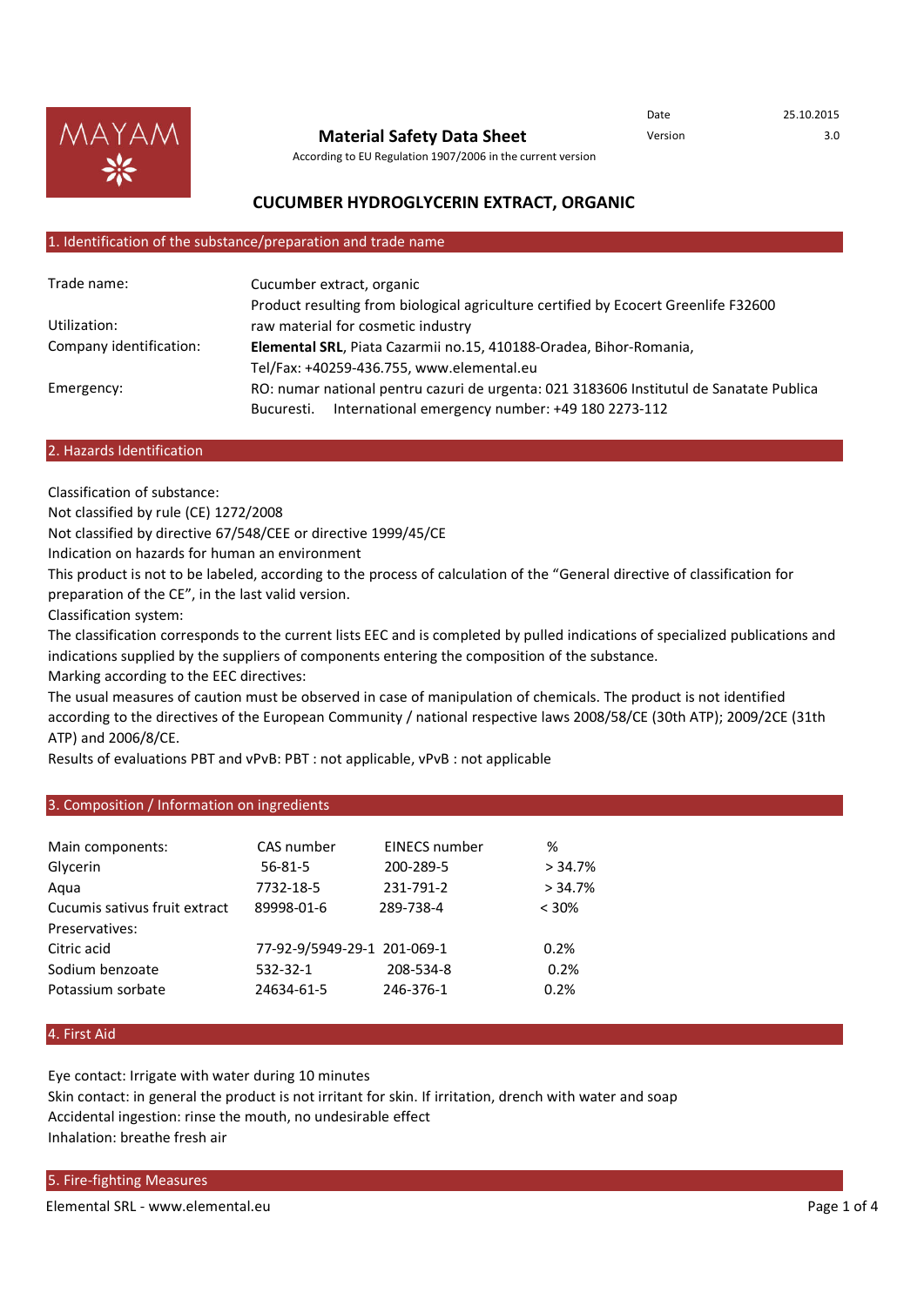MAYAM

# Material Safety Data Sheet

According to EU Regulation 1907/2006 in the current version

| Date | 25.10.2015 |
|---|---|
| Version | 3.0 |

## CUCUMBER HYDROGLYCERIN EXTRACT, ORGANIC

## 1. Identification of the substance/preparation and trade name

| | |
|---|---|
| Trade name: | Cucumber extract, organic |
| | Product resulting from biological agriculture certified by Ecocert Greenlife F32600 |
| Utilization: | raw material for cosmetic industry |
| Company identification: | **Elemental SRL**, Piata Cazarmii no.15, 410188-Oradea, Bihor-Romania, |
| | Tel/Fax: +40259-436.755, www.elemental.eu |
| Emergency: | RO: numar national pentru cazuri de urgenta: 021 3183606 Institutul de Sanatate Publica Bucuresti. International emergency number: +49 180 2273-112 |

## 2. Hazards Identification

Classification of substance:
Not classified by rule (CE) 1272/2008
Not classified by directive 67/548/CEE or directive 1999/45/CE
Indication on hazards for human an environment
This product is not to be labeled, according to the process of calculation of the "General directive of classification for preparation of the CE", in the last valid version.
Classification system:
The classification corresponds to the current lists EEC and is completed by pulled indications of specialized publications and indications supplied by the suppliers of components entering the composition of the substance.
Marking according to the EEC directives:
The usual measures of caution must be observed in case of manipulation of chemicals. The product is not identified according to the directives of the European Community / national respective laws 2008/58/CE (30th ATP); 2009/2CE (31th ATP) and 2006/8/CE.
Results of evaluations PBT and vPvB: PBT : not applicable, vPvB : not applicable

## 3. Composition / Information on ingredients

| Main components: | CAS number | EINECS number | % |
|---|---|---|---|
| Glycerin | 56-81-5 | 200-289-5 | > 34.7% |
| Aqua | 7732-18-5 | 231-791-2 | > 34.7% |
| Cucumis sativus fruit extract | 89998-01-6 | 289-738-4 | < 30% |
| Preservatives: | | | |
| Citric acid | 77-92-9/5949-29-1 | 201-069-1 | 0.2% |
| Sodium benzoate | 532-32-1 | 208-534-8 | 0.2% |
| Potassium sorbate | 24634-61-5 | 246-376-1 | 0.2% |

## 4. First Aid

Eye contact: Irrigate with water during 10 minutes
Skin contact: in general the product is not irritant for skin. If irritation, drench with water and soap
Accidental ingestion: rinse the mouth, no undesirable effect
Inhalation: breathe fresh air

## 5. Fire-fighting Measures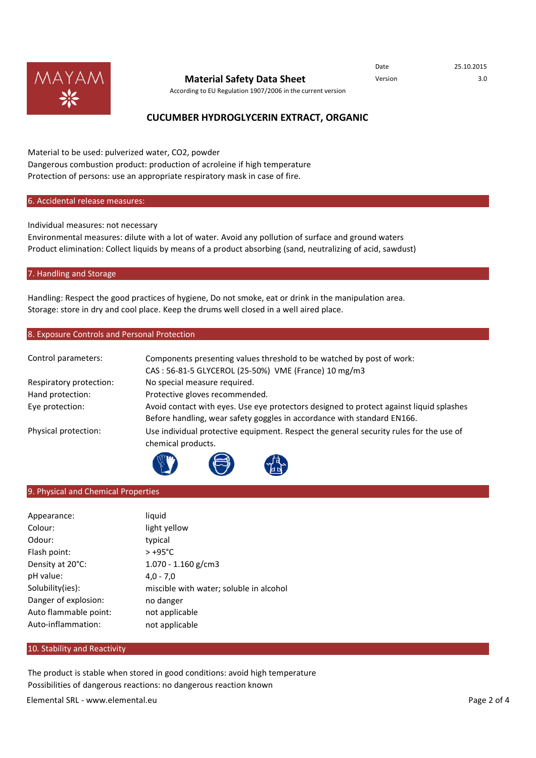Material to be used: pulverized water, $CO_2$, powder
Dangerous combustion product: production of acroleine if high temperature
Protection of persons: use an appropriate respiratory mask in case of fire.

## 6. Accidental release measures:

Individual measures: not necessary
Environmental measures: dilute with a lot of water. Avoid any pollution of surface and ground waters
Product elimination: Collect liquids by means of a product absorbing (sand, neutralizing of acid, sawdust)

## 7. Handling and Storage

Handling: Respect the good practices of hygiene, Do not smoke, eat or drink in the manipulation area.
Storage: store in dry and cool place. Keep the drums well closed in a well aired place.

## 8. Exposure Controls and Personal Protection

| | |
|---|---|
| Control parameters: | Components presenting values threshold to be watched by post of work: CAS : 56-81-5 GLYCEROL (25-50%) VME (France) 10 mg/m3 |
| Respiratory protection: | No special measure required. |
| Hand protection: | Protective gloves recommended. |
| Eye protection: | Avoid contact with eyes. Use eye protectors designed to protect against liquid splashes Before handling, wear safety goggles in accordance with standard EN166. |
| Physical protection: | Use individual protective equipment. Respect the general security rules for the use of chemical products. |

## 9. Physical and Chemical Properties

| | |
|---|---|
| Appearance: | liquid |
| Colour: | light yellow |
| Odour: | typical |
| Flash point: | > +95°C |
| Density at 20°C: | 1.070 - 1.160 g/cm3 |
| pH value: | 4,0 - 7,0 |
| Solubility(ies): | miscible with water; soluble in alcohol |
| Danger of explosion: | no danger |
| Auto flammable point: | not applicable |
| Auto-inflammation: | not applicable |

## 10. Stability and Reactivity

The product is stable when stored in good conditions: avoid high temperature
Possibilities of dangerous reactions: no dangerous reaction known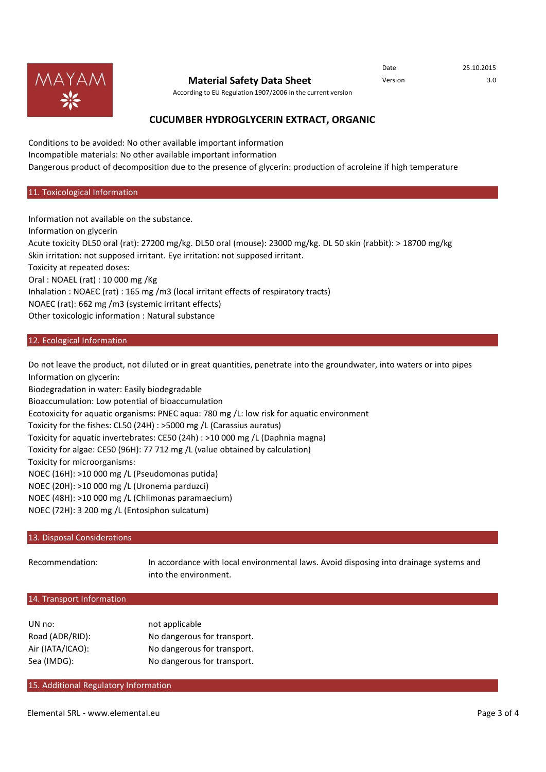Conditions to be avoided: No other available important information
Incompatible materials: No other available important information
Dangerous product of decomposition due to the presence of glycerin: production of acroleine if high temperature

## 11. Toxicological Information

Information not available on the substance.
Information on glycerin
Acute toxicity DL50 oral (rat): 27200 mg/kg. DL50 oral (mouse): 23000 mg/kg. DL 50 skin (rabbit): > 18700 mg/kg
Skin irritation: not supposed irritant. Eye irritation: not supposed irritant.
Toxicity at repeated doses:
Oral : NOAEL (rat) : 10 000 mg /Kg
Inhalation : NOAEC (rat) : 165 mg /m3 (local irritant effects of respiratory tracts)
NOAEC (rat): 662 mg /m3 (systemic irritant effects)
Other toxicologic information : Natural substance

## 12. Ecological Information

Do not leave the product, not diluted or in great quantities, penetrate into the groundwater, into waters or into pipes
Information on glycerin:
Biodegradation in water: Easily biodegradable
Bioaccumulation: Low potential of bioaccumulation
Ecotoxicity for aquatic organisms: PNEC aqua: 780 mg /L: low risk for aquatic environment
Toxicity for the fishes: CL50 (24H) : >5000 mg /L (Carassius auratus)
Toxicity for aquatic invertebrates: CE50 (24h) : >10 000 mg /L (Daphnia magna)
Toxicity for algae: CE50 (96H): 77 712 mg /L (value obtained by calculation)
Toxicity for microorganisms:
NOEC (16H): >10 000 mg /L (Pseudomonas putida)
NOEC (20H): >10 000 mg /L (Uronema parduzci)
NOEC (48H): >10 000 mg /L (Chlimonas paramaecium)
NOEC (72H): 3 200 mg /L (Entosiphon sulcatum)

## 13. Disposal Considerations

| | |
|---|---|
| Recommendation: | In accordance with local environmental laws. Avoid disposing into drainage systems and into the environment. |

## 14. Transport Information

| | |
|---|---|
| UN no: | not applicable |
| Road (ADR/RID): | No dangerous for transport. |
| Air (IATA/ICAO): | No dangerous for transport. |
| Sea (IMDG): | No dangerous for transport. |

## 15. Additional Regulatory Information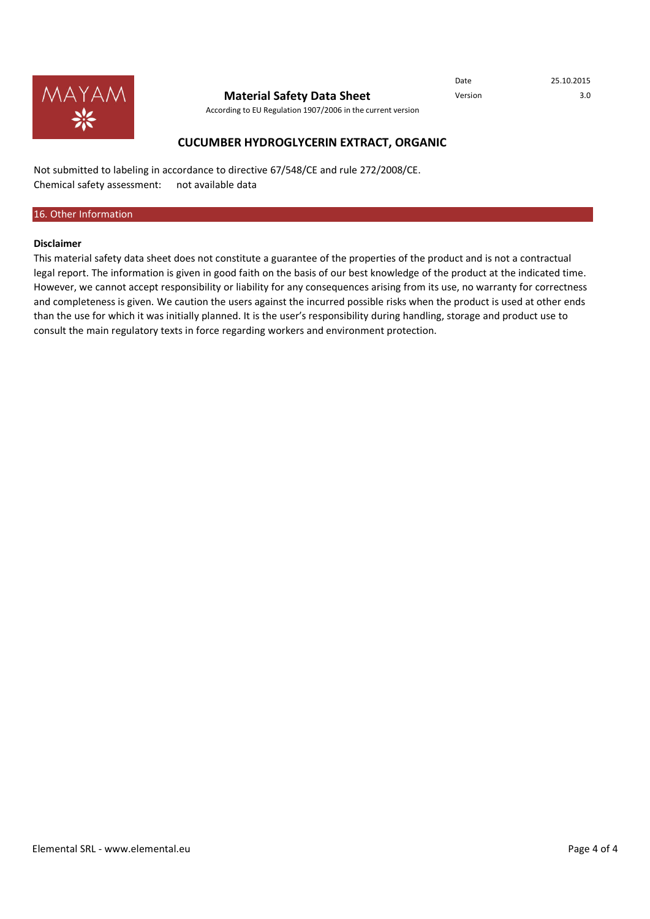Not submitted to labeling in accordance to directive 67/548/CE and rule 272/2008/CE.
Chemical safety assessment: not available data

## 16. Other Information

**Disclaimer**

This material safety data sheet does not constitute a guarantee of the properties of the product and is not a contractual legal report. The information is given in good faith on the basis of our best knowledge of the product at the indicated time. However, we cannot accept responsibility or liability for any consequences arising from its use, no warranty for correctness and completeness is given. We caution the users against the incurred possible risks when the product is used at other ends than the use for which it was initially planned. It is the user's responsibility during handling, storage and product use to consult the main regulatory texts in force regarding workers and environment protection.